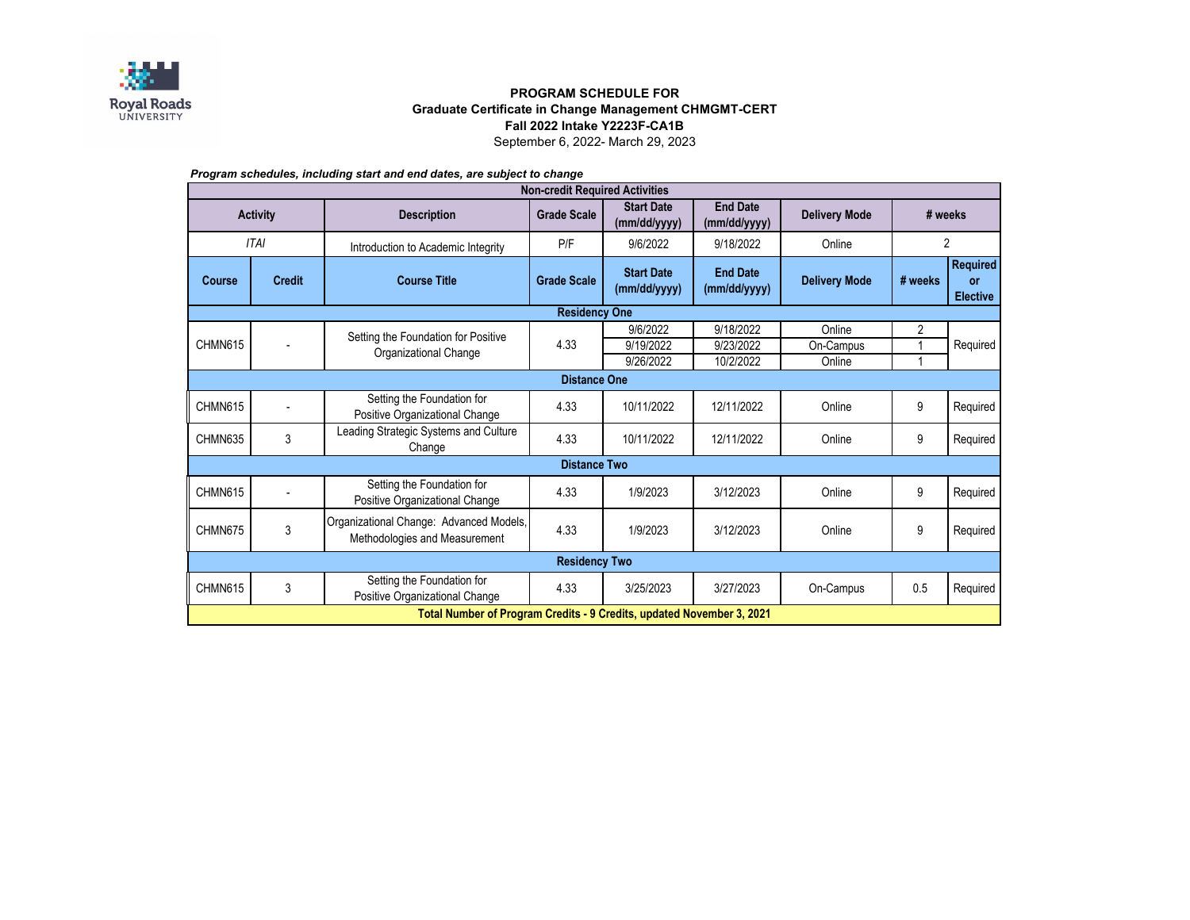**PROGRAM SCHEDULE FOR**
**Graduate Certificate in Change Management CHMGMT-CERT**
**Fall 2022 Intake Y2223F-CA1B**
September 6, 2022- March 29, 2023

***Program schedules, including start and end dates, are subject to change***

| **Non-credit Required Activities** | | | | | | | | |
|---|---|---|---|---|---|---|---|---|
| **Activity** | | **Description** | **Grade Scale** | **Start Date (mm/dd/yyyy)** | **End Date (mm/dd/yyyy)** | **Delivery Mode** | **# weeks** | |
| *ITAI* | | Introduction to Academic Integrity | P/F | 9/6/2022 | 9/18/2022 | Online | 2 | |
| **Course** | **Credit** | **Course Title** | **Grade Scale** | **Start Date (mm/dd/yyyy)** | **End Date (mm/dd/yyyy)** | **Delivery Mode** | **# weeks** | **Required or Elective** |
| **Residency One** | | | | | | | | |
| CHMN615 | - | Setting the Foundation for Positive Organizational Change | 4.33 | 9/6/2022 | 9/18/2022 | Online | 2 | Required |
| | | | | 9/19/2022 | 9/23/2022 | On-Campus | 1 | |
| | | | | 9/26/2022 | 10/2/2022 | Online | 1 | |
| **Distance One** | | | | | | | | |
| CHMN615 | - | Setting the Foundation for Positive Organizational Change | 4.33 | 10/11/2022 | 12/11/2022 | Online | 9 | Required |
| CHMN635 | 3 | Leading Strategic Systems and Culture Change | 4.33 | 10/11/2022 | 12/11/2022 | Online | 9 | Required |
| **Distance Two** | | | | | | | | |
| CHMN615 | - | Setting the Foundation for Positive Organizational Change | 4.33 | 1/9/2023 | 3/12/2023 | Online | 9 | Required |
| CHMN675 | 3 | Organizational Change: Advanced Models, Methodologies and Measurement | 4.33 | 1/9/2023 | 3/12/2023 | Online | 9 | Required |
| **Residency Two** | | | | | | | | |
| CHMN615 | 3 | Setting the Foundation for Positive Organizational Change | 4.33 | 3/25/2023 | 3/27/2023 | On-Campus | 0.5 | Required |
| **Total Number of Program Credits - 9 Credits, updated November 3, 2021** | | | | | | | | |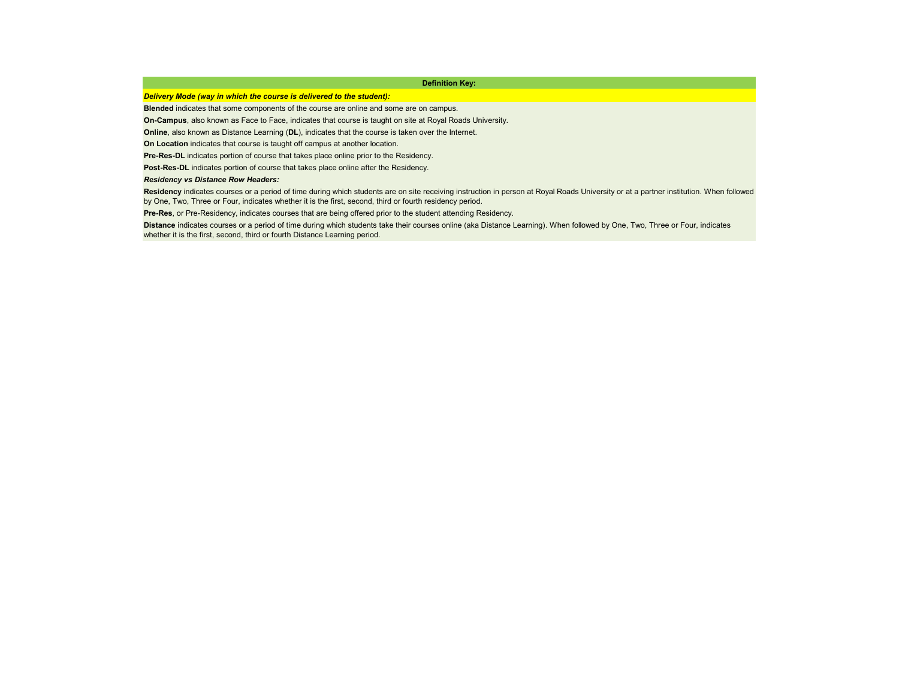## Definition Key:

***Delivery Mode (way in which the course is delivered to the student):***

**Blended** indicates that some components of the course are online and some are on campus.

**On-Campus**, also known as Face to Face, indicates that course is taught on site at Royal Roads University.

**Online**, also known as Distance Learning (**DL**), indicates that the course is taken over the Internet.

**On Location** indicates that course is taught off campus at another location.

**Pre-Res-DL** indicates portion of course that takes place online prior to the Residency.

**Post-Res-DL** indicates portion of course that takes place online after the Residency.

***Residency vs Distance Row Headers:***

**Residency** indicates courses or a period of time during which students are on site receiving instruction in person at Royal Roads University or at a partner institution. When followed by One, Two, Three or Four, indicates whether it is the first, second, third or fourth residency period.

**Pre-Res**, or Pre-Residency, indicates courses that are being offered prior to the student attending Residency.

**Distance** indicates courses or a period of time during which students take their courses online (aka Distance Learning). When followed by One, Two, Three or Four, indicates whether it is the first, second, third or fourth Distance Learning period.